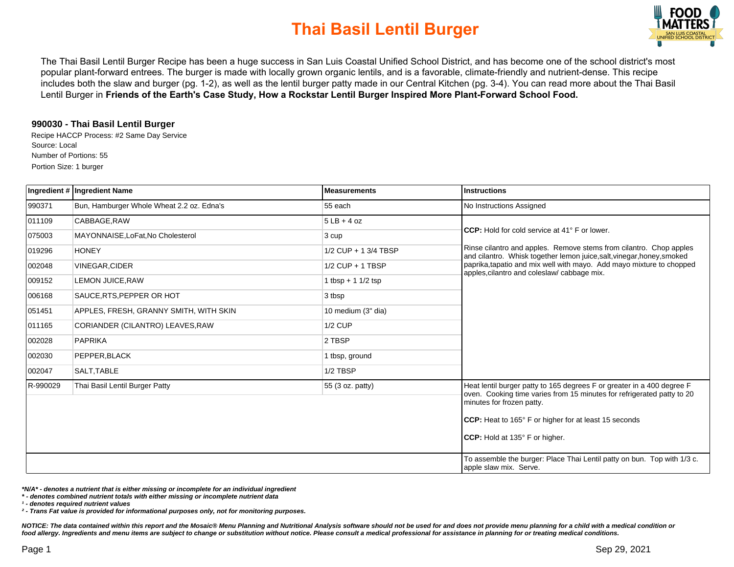# Thai Basil Lentil Burger

The Thai Basil Lentil Burger Recipe has been a huge success in San Luis Coastal Unified School District, and has become one of the school district's most popular plant-forward entrees. The burger is made with locally grown organic lentils, and is a favorable, climate-friendly and nutrient-dense. This recipe includes both the slaw and burger (pg. 1-2), as well as the lentil burger patty made in our Central Kitchen (pg. 3-4). You can read more about the Thai Basil Lentil Burger in **Friends of the Earth's Case Study, How a Rockstar Lentil Burger Inspired More Plant-Forward School Food.**

### 990030 - Thai Basil Lentil Burger

Recipe HACCP Process: #2 Same Day Service
Source: Local
Number of Portions: 55
Portion Size: 1 burger

| Ingredient # | Ingredient Name | Measurements | Instructions |
|---|---|---|---|
| 990371 | Bun, Hamburger Whole Wheat 2.2 oz. Edna's | 55 each | No Instructions Assigned |
| 011109 | CABBAGE,RAW | 5 LB + 4 oz | **CCP:** Hold for cold service at 41° F or lower.<br><br>Rinse cilantro and apples. Remove stems from cilantro. Chop apples and cilantro. Whisk together lemon juice,salt,vinegar,honey,smoked paprika,tapatio and mix well with mayo. Add mayo mixture to chopped apples,cilantro and coleslaw/ cabbage mix. |
| 075003 | MAYONNAISE,LoFat,No Cholesterol | 3 cup | |
| 019296 | HONEY | 1/2 CUP + 1 3/4 TBSP | |
| 002048 | VINEGAR,CIDER | 1/2 CUP + 1 TBSP | |
| 009152 | LEMON JUICE,RAW | 1 tbsp + 1 1/2 tsp | |
| 006168 | SAUCE,RTS,PEPPER OR HOT | 3 tbsp | |
| 051451 | APPLES, FRESH, GRANNY SMITH, WITH SKIN | 10 medium (3" dia) | |
| 011165 | CORIANDER (CILANTRO) LEAVES,RAW | 1/2 CUP | |
| 002028 | PAPRIKA | 2 TBSP | |
| 002030 | PEPPER,BLACK | 1 tbsp, ground | |
| 002047 | SALT,TABLE | 1/2 TBSP | |
| R-990029 | Thai Basil Lentil Burger Patty | 55 (3 oz. patty) | Heat lentil burger patty to 165 degrees F or greater in a 400 degree F oven. Cooking time varies from 15 minutes for refrigerated patty to 20 minutes for frozen patty.<br><br>**CCP:** Heat to 165° F or higher for at least 15 seconds<br><br>**CCP:** Hold at 135° F or higher. |
| | | | To assemble the burger: Place Thai Lentil patty on bun. Top with 1/3 c. apple slaw mix. Serve. |

***N/A* - denotes a nutrient that is either missing or incomplete for an individual ingredient**
***\* - denotes combined nutrient totals with either missing or incomplete nutrient data***
***¹ - denotes required nutrient values***
***² - Trans Fat value is provided for informational purposes only, not for monitoring purposes.***

***NOTICE: The data contained within this report and the Mosaic® Menu Planning and Nutritional Analysis software should not be used for and does not provide menu planning for a child with a medical condition or food allergy. Ingredients and menu items are subject to change or substitution without notice. Please consult a medical professional for assistance in planning for or treating medical conditions.***

Sep 29, 2021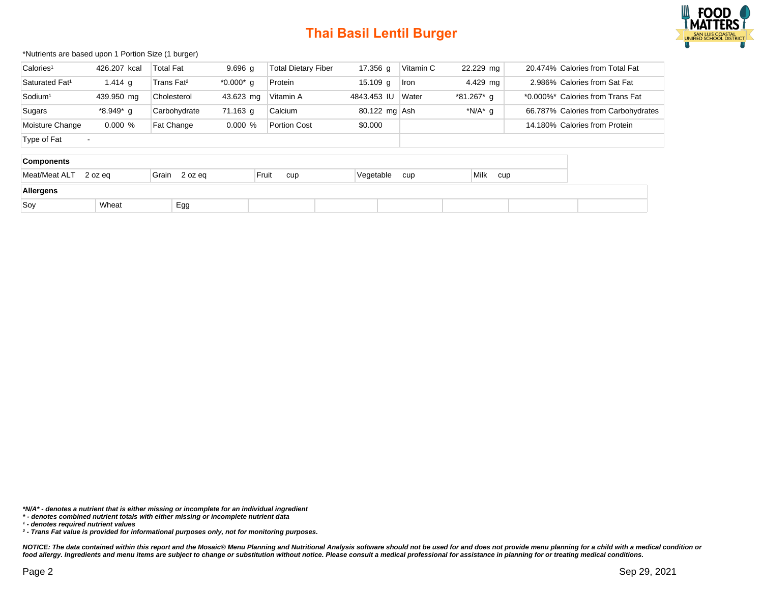# Thai Basil Lentil Burger

*Nutrients are based upon 1 Portion Size (1 burger)

| | | | | | | | | |
|---|---|---|---|---|---|---|---|---|
| Calories[1] | 426.207 kcal | Total Fat | 9.696 g | Total Dietary Fiber | 17.356 g | Vitamin C | 22.229 mg | 20.474% Calories from Total Fat |
| Saturated Fat[1] | 1.414 g | Trans Fat[2] | *0.000* g | Protein | 15.109 g | Iron | 4.429 mg | 2.986% Calories from Sat Fat |
| Sodium[1] | 439.950 mg | Cholesterol | 43.623 mg | Vitamin A | 4843.453 IU | Water | *81.267* g | *0.000%* Calories from Trans Fat |
| Sugars | *8.949* g | Carbohydrate | 71.163 g | Calcium | 80.122 mg | Ash | *N/A* g | 66.787% Calories from Carbohydrates |
| Moisture Change | 0.000 % | Fat Change | 0.000 % | Portion Cost | $0.000 | | | 14.180% Calories from Protein |
| Type of Fat | - | | | | | | | |

**Components**

| Meat/Meat ALT | Grain | Fruit | Vegetable | Milk |
|---|---|---|---|---|
| 2 oz eq | 2 oz eq | cup | cup | cup |

**Allergens**

| | | | | | | | |
|---|---|---|---|---|---|---|---|
| Soy | Wheat | Egg | | | | | |

***N/A* - denotes a nutrient that is either missing or incomplete for an individual ingredient**

***\* - denotes combined nutrient totals with either missing or incomplete nutrient data***

***[1] - denotes required nutrient values***

***[2] - Trans Fat value is provided for informational purposes only, not for monitoring purposes.***

***NOTICE: The data contained within this report and the Mosaic® Menu Planning and Nutritional Analysis software should not be used for and does not provide menu planning for a child with a medical condition or food allergy. Ingredients and menu items are subject to change or substitution without notice. Please consult a medical professional for assistance in planning for or treating medical conditions.***

Sep 29, 2021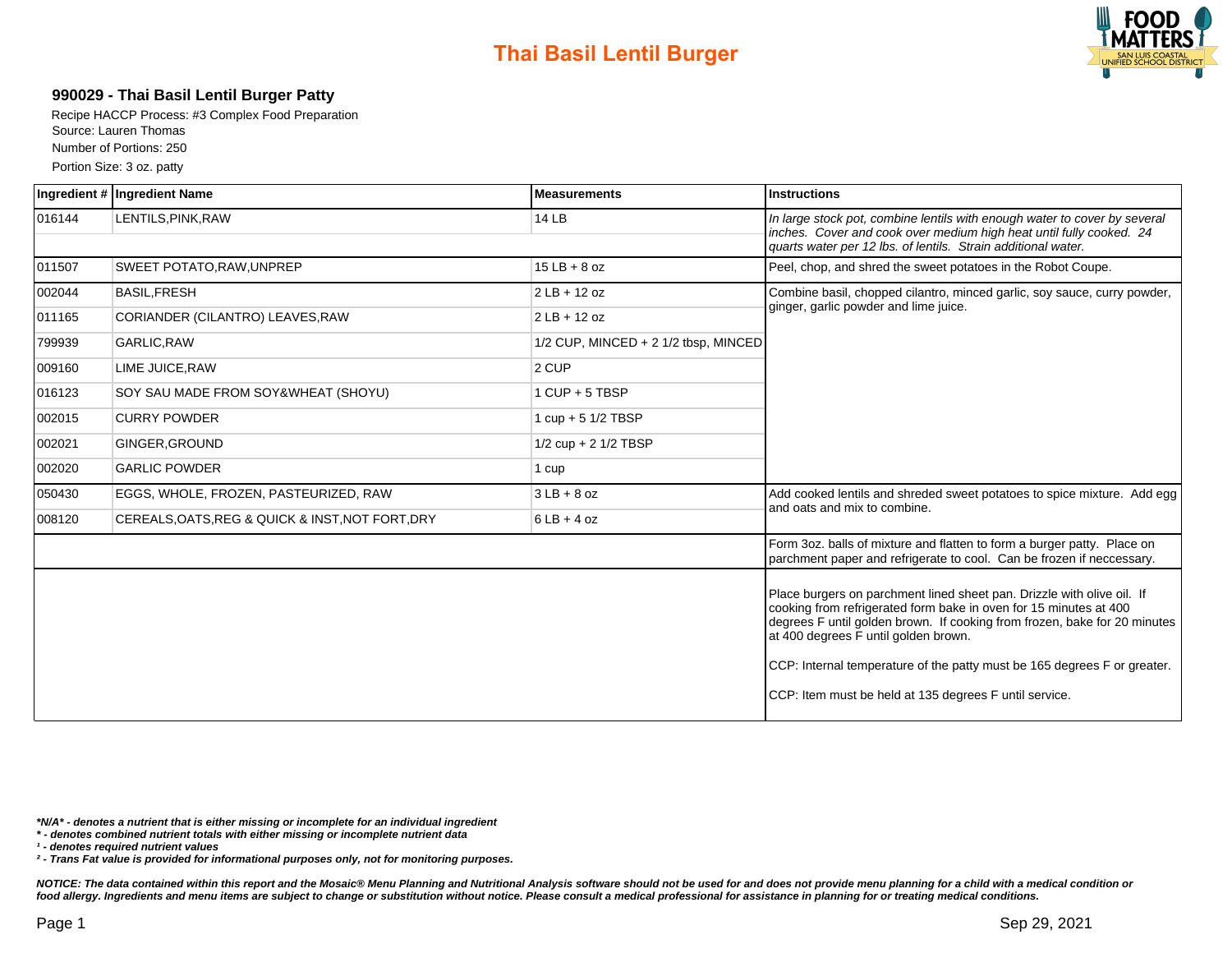# Thai Basil Lentil Burger

## 990029 - Thai Basil Lentil Burger Patty

Recipe HACCP Process: #3 Complex Food Preparation
Source: Lauren Thomas
Number of Portions: 250
Portion Size: 3 oz. patty

| Ingredient # | Ingredient Name | Measurements | Instructions |
|---|---|---|---|
| 016144 | LENTILS,PINK,RAW | 14 LB | *In large stock pot, combine lentils with enough water to cover by several inches. Cover and cook over medium high heat until fully cooked. 24 quarts water per 12 lbs. of lentils. Strain additional water.* |
| 011507 | SWEET POTATO,RAW,UNPREP | 15 LB + 8 oz | Peel, chop, and shred the sweet potatoes in the Robot Coupe. |
| 002044 | BASIL,FRESH | 2 LB + 12 oz | Combine basil, chopped cilantro, minced garlic, soy sauce, curry powder, ginger, garlic powder and lime juice. |
| 011165 | CORIANDER (CILANTRO) LEAVES,RAW | 2 LB + 12 oz | |
| 799939 | GARLIC,RAW | 1/2 CUP, MINCED + 2 1/2 tbsp, MINCED | |
| 009160 | LIME JUICE,RAW | 2 CUP | |
| 016123 | SOY SAU MADE FROM SOY&WHEAT (SHOYU) | 1 CUP + 5 TBSP | |
| 002015 | CURRY POWDER | 1 cup + 5 1/2 TBSP | |
| 002021 | GINGER,GROUND | 1/2 cup + 2 1/2 TBSP | |
| 002020 | GARLIC POWDER | 1 cup | |
| 050430 | EGGS, WHOLE, FROZEN, PASTEURIZED, RAW | 3 LB + 8 oz | Add cooked lentils and shreded sweet potatoes to spice mixture. Add egg and oats and mix to combine. |
| 008120 | CEREALS,OATS,REG & QUICK & INST,NOT FORT,DRY | 6 LB + 4 oz | |
| | | | Form 3oz. balls of mixture and flatten to form a burger patty. Place on parchment paper and refrigerate to cool. Can be frozen if neccessary. |
| | | | Place burgers on parchment lined sheet pan. Drizzle with olive oil. If cooking from refrigerated form bake in oven for 15 minutes at 400 degrees F until golden brown. If cooking from frozen, bake for 20 minutes at 400 degrees F until golden brown.<br><br>CCP: Internal temperature of the patty must be 165 degrees F or greater.<br><br>CCP: Item must be held at 135 degrees F until service. |

***N/A* - denotes a nutrient that is either missing or incomplete for an individual ingredient**
***\* - denotes combined nutrient totals with either missing or incomplete nutrient data***
***[1] - denotes required nutrient values***
***[2] - Trans Fat value is provided for informational purposes only, not for monitoring purposes.***

***NOTICE: The data contained within this report and the Mosaic® Menu Planning and Nutritional Analysis software should not be used for and does not provide menu planning for a child with a medical condition or food allergy. Ingredients and menu items are subject to change or substitution without notice. Please consult a medical professional for assistance in planning for or treating medical conditions.***

Sep 29, 2021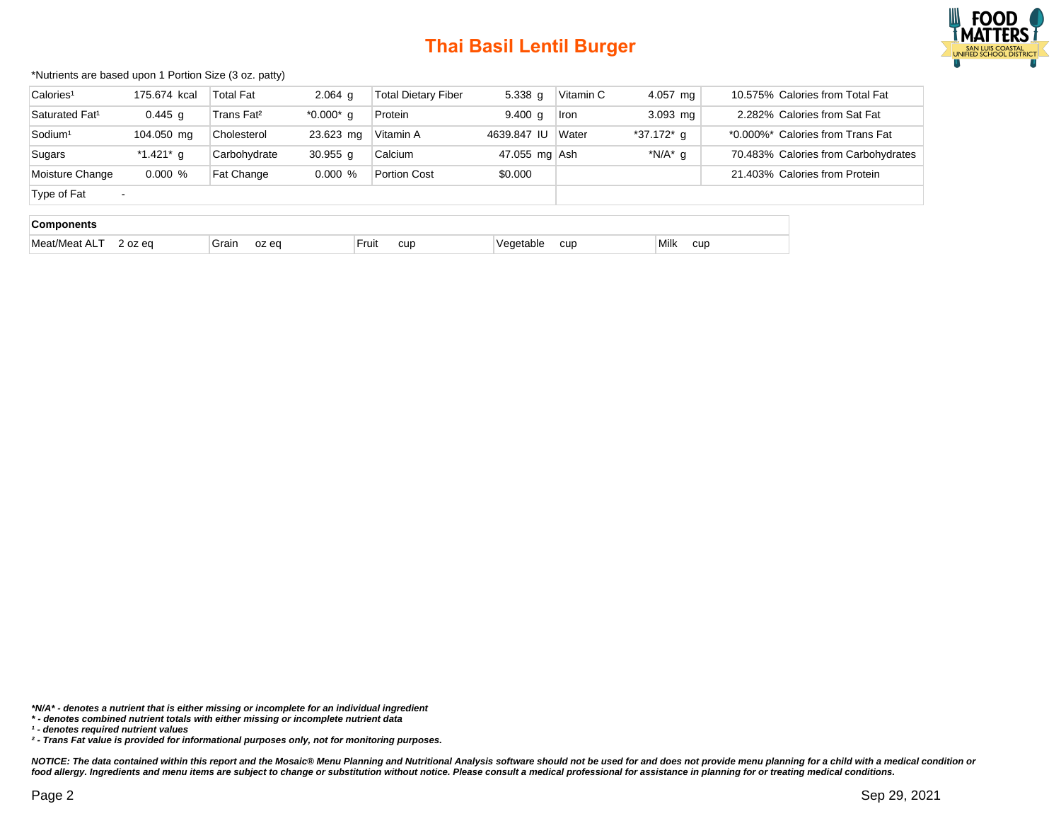# Thai Basil Lentil Burger

*Nutrients are based upon 1 Portion Size (3 oz. patty)

| | | | | | | | | | |
|---|---|---|---|---|---|---|---|---|---|
| Calories[1] | 175.674 kcal | Total Fat | 2.064 g | Total Dietary Fiber | 5.338 g | Vitamin C | 4.057 mg | 10.575% | Calories from Total Fat |
| Saturated Fat[1] | 0.445 g | Trans Fat[2] | *0.000* g | Protein | 9.400 g | Iron | 3.093 mg | 2.282% | Calories from Sat Fat |
| Sodium[1] | 104.050 mg | Cholesterol | 23.623 mg | Vitamin A | 4639.847 IU | Water | *37.172* g | *0.000%* | Calories from Trans Fat |
| Sugars | *1.421* g | Carbohydrate | 30.955 g | Calcium | 47.055 mg | Ash | *N/A* g | 70.483% | Calories from Carbohydrates |
| Moisture Change | 0.000 % | Fat Change | 0.000 % | Portion Cost | $0.000 | | | 21.403% | Calories from Protein |
| Type of Fat | - | | | | | | | | |

| Components | | | | | | | | | |
|---|---|---|---|---|---|---|---|---|---|
| Meat/Meat ALT | 2 oz eq | Grain | oz eq | Fruit | cup | Vegetable | cup | Milk | cup |

***N/A* - denotes a nutrient that is either missing or incomplete for an individual ingredient***

***\* - denotes combined nutrient totals with either missing or incomplete nutrient data***

***[1] - denotes required nutrient values***

***[2] - Trans Fat value is provided for informational purposes only, not for monitoring purposes.***

***NOTICE: The data contained within this report and the Mosaic® Menu Planning and Nutritional Analysis software should not be used for and does not provide menu planning for a child with a medical condition or food allergy. Ingredients and menu items are subject to change or substitution without notice. Please consult a medical professional for assistance in planning for or treating medical conditions.***

Sep 29, 2021